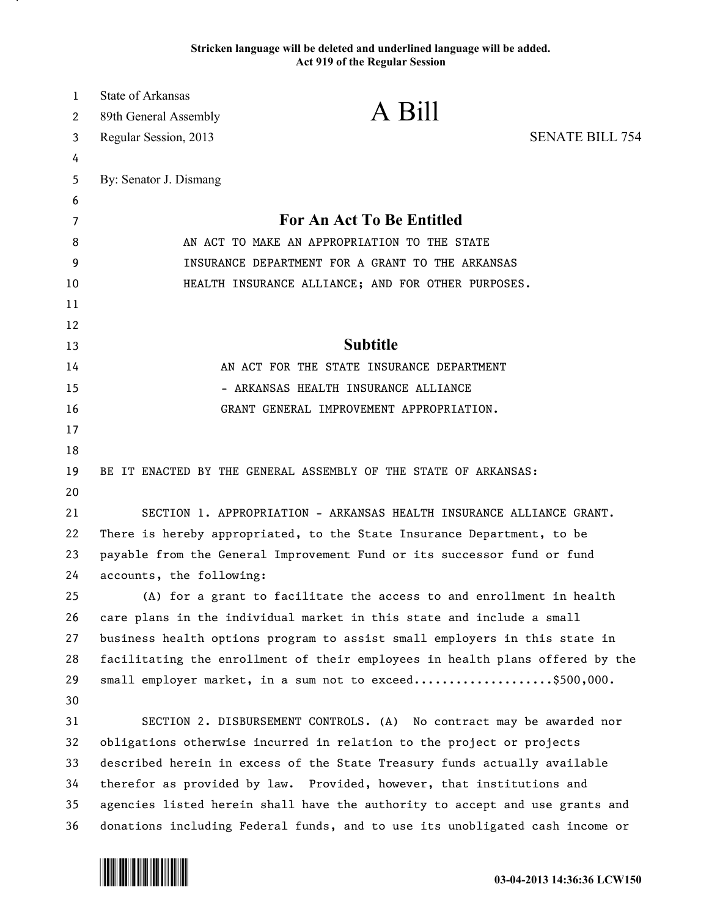Stricken language will be deleted and underlined language will be added.
Act 919 of the Regular Session

State of Arkansas
89th General Assembly
Regular Session, 2013

# A Bill

SENATE BILL 754

By: Senator J. Dismang

## For An Act To Be Entitled

AN ACT TO MAKE AN APPROPRIATION TO THE STATE INSURANCE DEPARTMENT FOR A GRANT TO THE ARKANSAS HEALTH INSURANCE ALLIANCE; AND FOR OTHER PURPOSES.

## Subtitle

AN ACT FOR THE STATE INSURANCE DEPARTMENT - ARKANSAS HEALTH INSURANCE ALLIANCE GRANT GENERAL IMPROVEMENT APPROPRIATION.

BE IT ENACTED BY THE GENERAL ASSEMBLY OF THE STATE OF ARKANSAS:

SECTION 1. APPROPRIATION - ARKANSAS HEALTH INSURANCE ALLIANCE GRANT. There is hereby appropriated, to the State Insurance Department, to be payable from the General Improvement Fund or its successor fund or fund accounts, the following:

(A) for a grant to facilitate the access to and enrollment in health care plans in the individual market in this state and include a small business health options program to assist small employers in this state in facilitating the enrollment of their employees in health plans offered by the small employer market, in a sum not to exceed....................$500,000.

SECTION 2. DISBURSEMENT CONTROLS. (A) No contract may be awarded nor obligations otherwise incurred in relation to the project or projects described herein in excess of the State Treasury funds actually available therefor as provided by law. Provided, however, that institutions and agencies listed herein shall have the authority to accept and use grants and donations including Federal funds, and to use its unobligated cash income or

03-04-2013 14:36:36 LCW150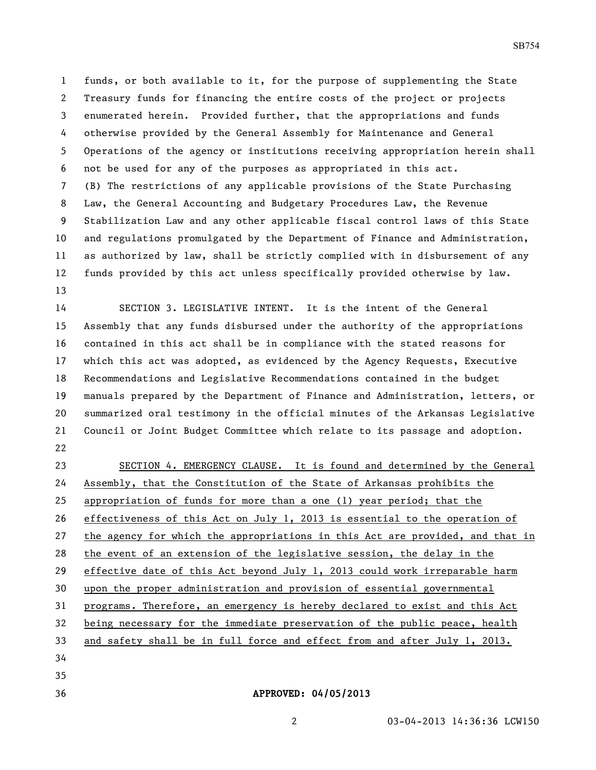funds, or both available to it, for the purpose of supplementing the State Treasury funds for financing the entire costs of the project or projects enumerated herein. Provided further, that the appropriations and funds otherwise provided by the General Assembly for Maintenance and General Operations of the agency or institutions receiving appropriation herein shall not be used for any of the purposes as appropriated in this act.

(B) The restrictions of any applicable provisions of the State Purchasing Law, the General Accounting and Budgetary Procedures Law, the Revenue Stabilization Law and any other applicable fiscal control laws of this State and regulations promulgated by the Department of Finance and Administration, as authorized by law, shall be strictly complied with in disbursement of any funds provided by this act unless specifically provided otherwise by law.

SECTION 3. LEGISLATIVE INTENT. It is the intent of the General Assembly that any funds disbursed under the authority of the appropriations contained in this act shall be in compliance with the stated reasons for which this act was adopted, as evidenced by the Agency Requests, Executive Recommendations and Legislative Recommendations contained in the budget manuals prepared by the Department of Finance and Administration, letters, or summarized oral testimony in the official minutes of the Arkansas Legislative Council or Joint Budget Committee which relate to its passage and adoption.

SECTION 4. EMERGENCY CLAUSE. It is found and determined by the General Assembly, that the Constitution of the State of Arkansas prohibits the appropriation of funds for more than a one (1) year period; that the effectiveness of this Act on July 1, 2013 is essential to the operation of the agency for which the appropriations in this Act are provided, and that in the event of an extension of the legislative session, the delay in the effective date of this Act beyond July 1, 2013 could work irreparable harm upon the proper administration and provision of essential governmental programs. Therefore, an emergency is hereby declared to exist and this Act being necessary for the immediate preservation of the public peace, health and safety shall be in full force and effect from and after July 1, 2013.

**APPROVED: 04/05/2013**